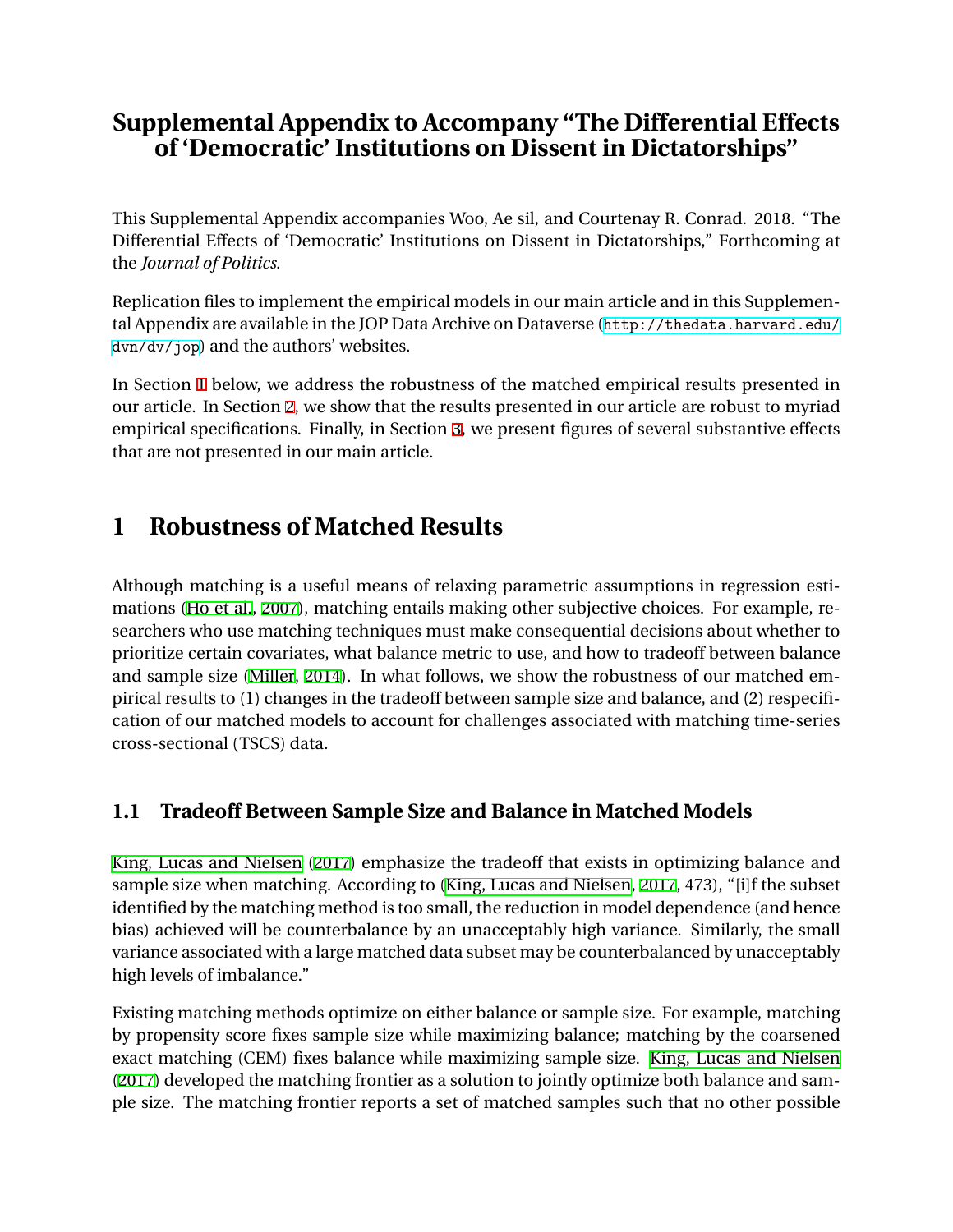# Supplemental Appendix to Accompany "The Differential Effects of 'Democratic' Institutions on Dissent in Dictatorships"

This Supplemental Appendix accompanies Woo, Ae sil, and Courtenay R. Conrad. 2018. "The Differential Effects of 'Democratic' Institutions on Dissent in Dictatorships," Forthcoming at the *Journal of Politics*.

Replication files to implement the empirical models in our main article and in this Supplemental Appendix are available in the JOP Data Archive on Dataverse (http://thedata.harvard.edu/dvn/dv/jop) and the authors' websites.

In Section 1 below, we address the robustness of the matched empirical results presented in our article. In Section 2, we show that the results presented in our article are robust to myriad empirical specifications. Finally, in Section 3, we present figures of several substantive effects that are not presented in our main article.

## 1 Robustness of Matched Results

Although matching is a useful means of relaxing parametric assumptions in regression estimations (Ho et al., 2007), matching entails making other subjective choices. For example, researchers who use matching techniques must make consequential decisions about whether to prioritize certain covariates, what balance metric to use, and how to tradeoff between balance and sample size (Miller, 2014). In what follows, we show the robustness of our matched empirical results to (1) changes in the tradeoff between sample size and balance, and (2) respecification of our matched models to account for challenges associated with matching time-series cross-sectional (TSCS) data.

### 1.1 Tradeoff Between Sample Size and Balance in Matched Models

King, Lucas and Nielsen (2017) emphasize the tradeoff that exists in optimizing balance and sample size when matching. According to (King, Lucas and Nielsen, 2017, 473), "[i]f the subset identified by the matching method is too small, the reduction in model dependence (and hence bias) achieved will be counterbalance by an unacceptably high variance. Similarly, the small variance associated with a large matched data subset may be counterbalanced by unacceptably high levels of imbalance."

Existing matching methods optimize on either balance or sample size. For example, matching by propensity score fixes sample size while maximizing balance; matching by the coarsened exact matching (CEM) fixes balance while maximizing sample size. King, Lucas and Nielsen (2017) developed the matching frontier as a solution to jointly optimize both balance and sample size. The matching frontier reports a set of matched samples such that no other possible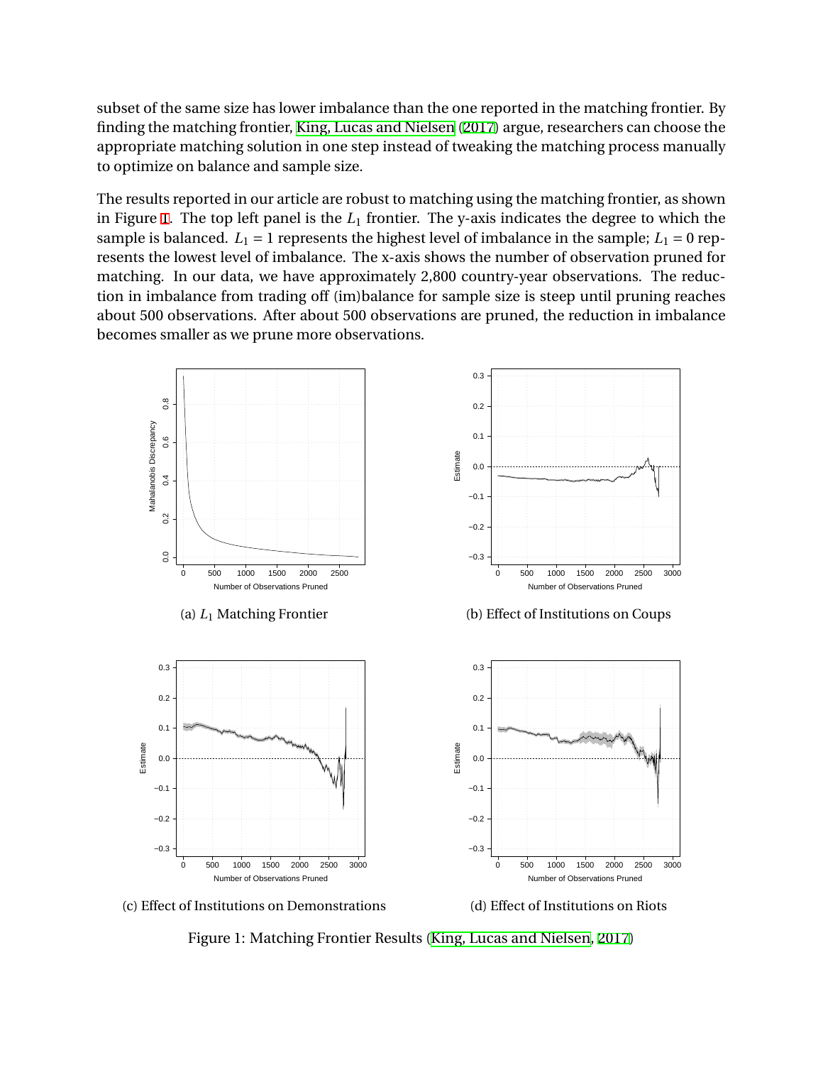subset of the same size has lower imbalance than the one reported in the matching frontier. By finding the matching frontier, King, Lucas and Nielsen (2017) argue, researchers can choose the appropriate matching solution in one step instead of tweaking the matching process manually to optimize on balance and sample size.

The results reported in our article are robust to matching using the matching frontier, as shown in Figure 1. The top left panel is the $L_1$ frontier. The y-axis indicates the degree to which the sample is balanced. $L_1 = 1$ represents the highest level of imbalance in the sample; $L_1 = 0$ represents the lowest level of imbalance. The x-axis shows the number of observation pruned for matching. In our data, we have approximately 2,800 country-year observations. The reduction in imbalance from trading off (im)balance for sample size is steep until pruning reaches about 500 observations. After about 500 observations are pruned, the reduction in imbalance becomes smaller as we prune more observations.

(a) $L_1$ Matching Frontier

(b) Effect of Institutions on Coups

(c) Effect of Institutions on Demonstrations

(d) Effect of Institutions on Riots

Figure 1: Matching Frontier Results (King, Lucas and Nielsen, 2017)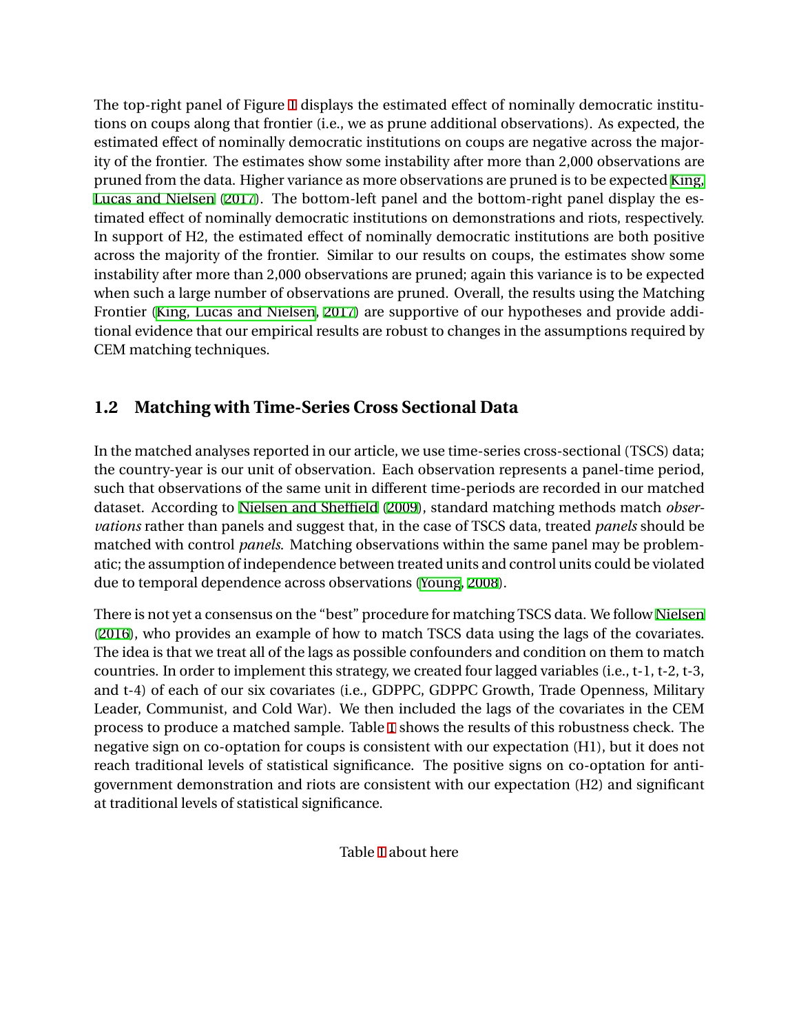The top-right panel of Figure 1 displays the estimated effect of nominally democratic institutions on coups along that frontier (i.e., we as prune additional observations). As expected, the estimated effect of nominally democratic institutions on coups are negative across the majority of the frontier. The estimates show some instability after more than 2,000 observations are pruned from the data. Higher variance as more observations are pruned is to be expected King, Lucas and Nielsen (2017). The bottom-left panel and the bottom-right panel display the estimated effect of nominally democratic institutions on demonstrations and riots, respectively. In support of H2, the estimated effect of nominally democratic institutions are both positive across the majority of the frontier. Similar to our results on coups, the estimates show some instability after more than 2,000 observations are pruned; again this variance is to be expected when such a large number of observations are pruned. Overall, the results using the Matching Frontier (King, Lucas and Nielsen, 2017) are supportive of our hypotheses and provide additional evidence that our empirical results are robust to changes in the assumptions required by CEM matching techniques.

## 1.2 Matching with Time-Series Cross Sectional Data

In the matched analyses reported in our article, we use time-series cross-sectional (TSCS) data; the country-year is our unit of observation. Each observation represents a panel-time period, such that observations of the same unit in different time-periods are recorded in our matched dataset. According to Nielsen and Sheffield (2009), standard matching methods match *observations* rather than panels and suggest that, in the case of TSCS data, treated *panels* should be matched with control *panels*. Matching observations within the same panel may be problematic; the assumption of independence between treated units and control units could be violated due to temporal dependence across observations (Young, 2008).

There is not yet a consensus on the "best" procedure for matching TSCS data. We follow Nielsen (2016), who provides an example of how to match TSCS data using the lags of the covariates. The idea is that we treat all of the lags as possible confounders and condition on them to match countries. In order to implement this strategy, we created four lagged variables (i.e., t-1, t-2, t-3, and t-4) of each of our six covariates (i.e., GDPPC, GDPPC Growth, Trade Openness, Military Leader, Communist, and Cold War). We then included the lags of the covariates in the CEM process to produce a matched sample. Table 1 shows the results of this robustness check. The negative sign on co-optation for coups is consistent with our expectation (H1), but it does not reach traditional levels of statistical significance. The positive signs on co-optation for anti-government demonstration and riots are consistent with our expectation (H2) and significant at traditional levels of statistical significance.

Table 1 about here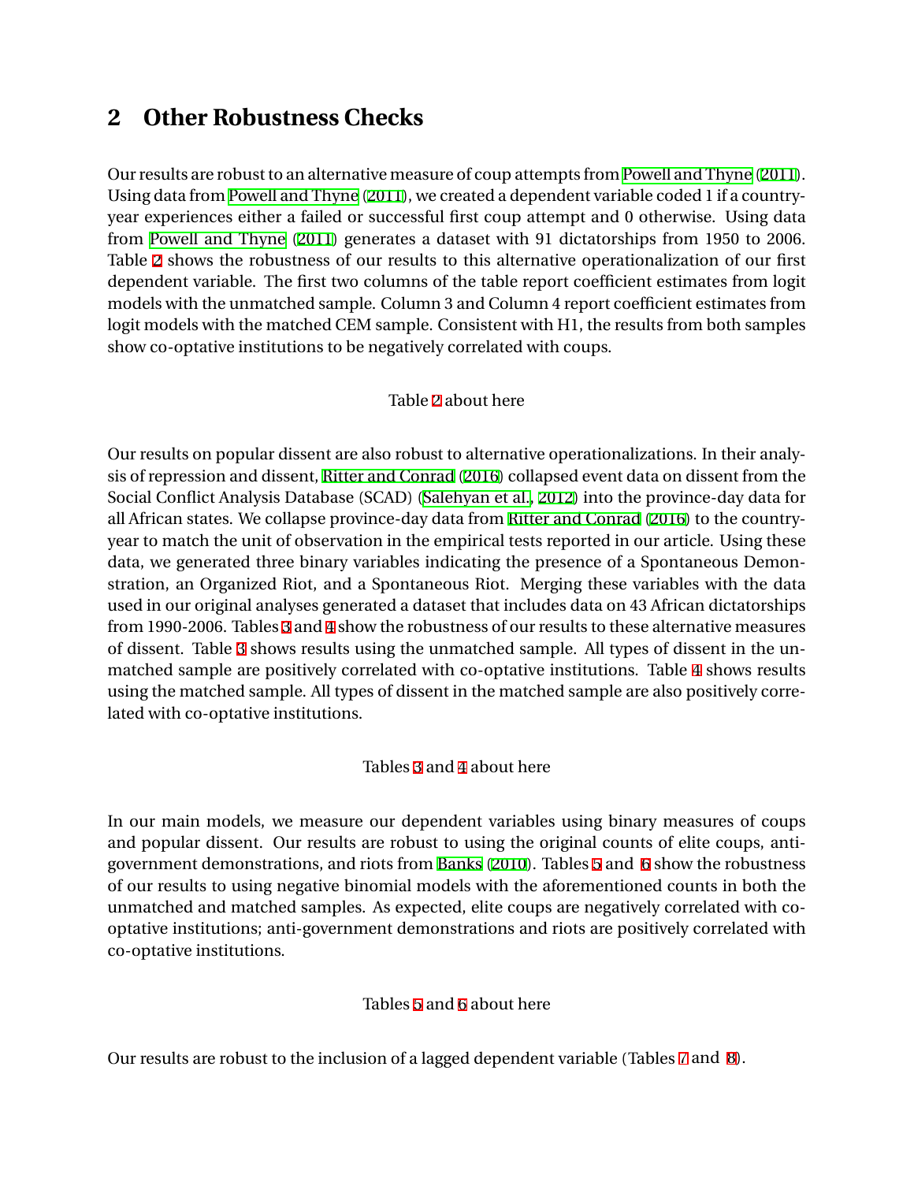## 2 Other Robustness Checks

Our results are robust to an alternative measure of coup attempts from Powell and Thyne (2011). Using data from Powell and Thyne (2011), we created a dependent variable coded 1 if a country-year experiences either a failed or successful first coup attempt and 0 otherwise. Using data from Powell and Thyne (2011) generates a dataset with 91 dictatorships from 1950 to 2006. Table 2 shows the robustness of our results to this alternative operationalization of our first dependent variable. The first two columns of the table report coefficient estimates from logit models with the unmatched sample. Column 3 and Column 4 report coefficient estimates from logit models with the matched CEM sample. Consistent with H1, the results from both samples show co-optative institutions to be negatively correlated with coups.

Table 2 about here

Our results on popular dissent are also robust to alternative operationalizations. In their analysis of repression and dissent, Ritter and Conrad (2016) collapsed event data on dissent from the Social Conflict Analysis Database (SCAD) (Salehyan et al., 2012) into the province-day data for all African states. We collapse province-day data from Ritter and Conrad (2016) to the country-year to match the unit of observation in the empirical tests reported in our article. Using these data, we generated three binary variables indicating the presence of a Spontaneous Demonstration, an Organized Riot, and a Spontaneous Riot. Merging these variables with the data used in our original analyses generated a dataset that includes data on 43 African dictatorships from 1990-2006. Tables 3 and 4 show the robustness of our results to these alternative measures of dissent. Table 3 shows results using the unmatched sample. All types of dissent in the unmatched sample are positively correlated with co-optative institutions. Table 4 shows results using the matched sample. All types of dissent in the matched sample are also positively correlated with co-optative institutions.

Tables 3 and 4 about here

In our main models, we measure our dependent variables using binary measures of coups and popular dissent. Our results are robust to using the original counts of elite coups, anti-government demonstrations, and riots from Banks (2010). Tables 5 and 6 show the robustness of our results to using negative binomial models with the aforementioned counts in both the unmatched and matched samples. As expected, elite coups are negatively correlated with co-optative institutions; anti-government demonstrations and riots are positively correlated with co-optative institutions.

Tables 5 and 6 about here

Our results are robust to the inclusion of a lagged dependent variable (Tables 7 and 8).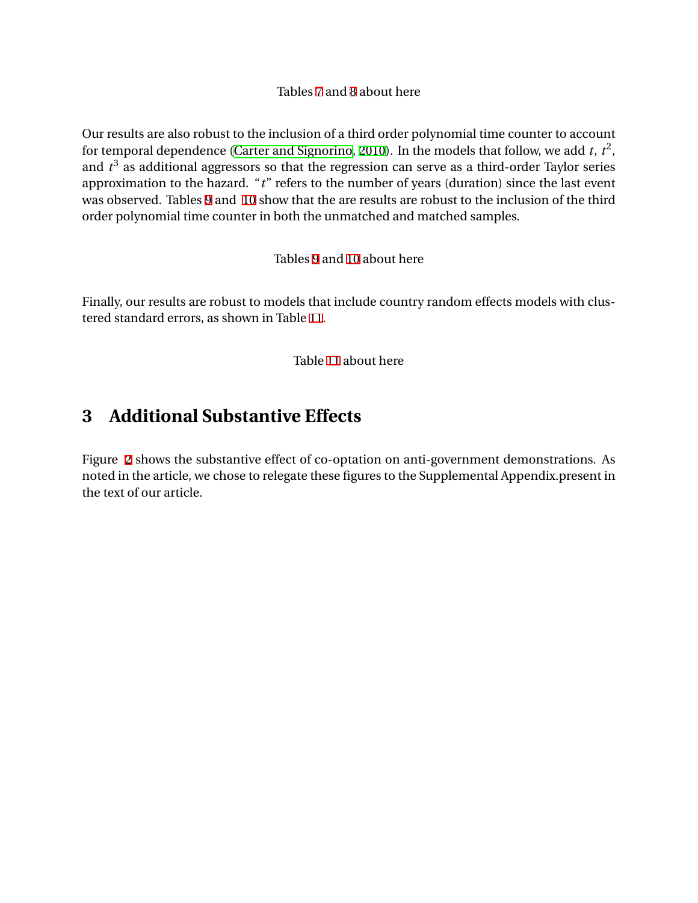Tables 7 and 8 about here

Our results are also robust to the inclusion of a third order polynomial time counter to account for temporal dependence (Carter and Signorino, 2010). In the models that follow, we add $t$, $t^2$, and $t^3$ as additional aggressors so that the regression can serve as a third-order Taylor series approximation to the hazard. "$t$" refers to the number of years (duration) since the last event was observed. Tables 9 and 10 show that the are results are robust to the inclusion of the third order polynomial time counter in both the unmatched and matched samples.

Tables 9 and 10 about here

Finally, our results are robust to models that include country random effects models with clustered standard errors, as shown in Table 11.

Table 11 about here

## 3 Additional Substantive Effects

Figure 2 shows the substantive effect of co-optation on anti-government demonstrations. As noted in the article, we chose to relegate these figures to the Supplemental Appendix.present in the text of our article.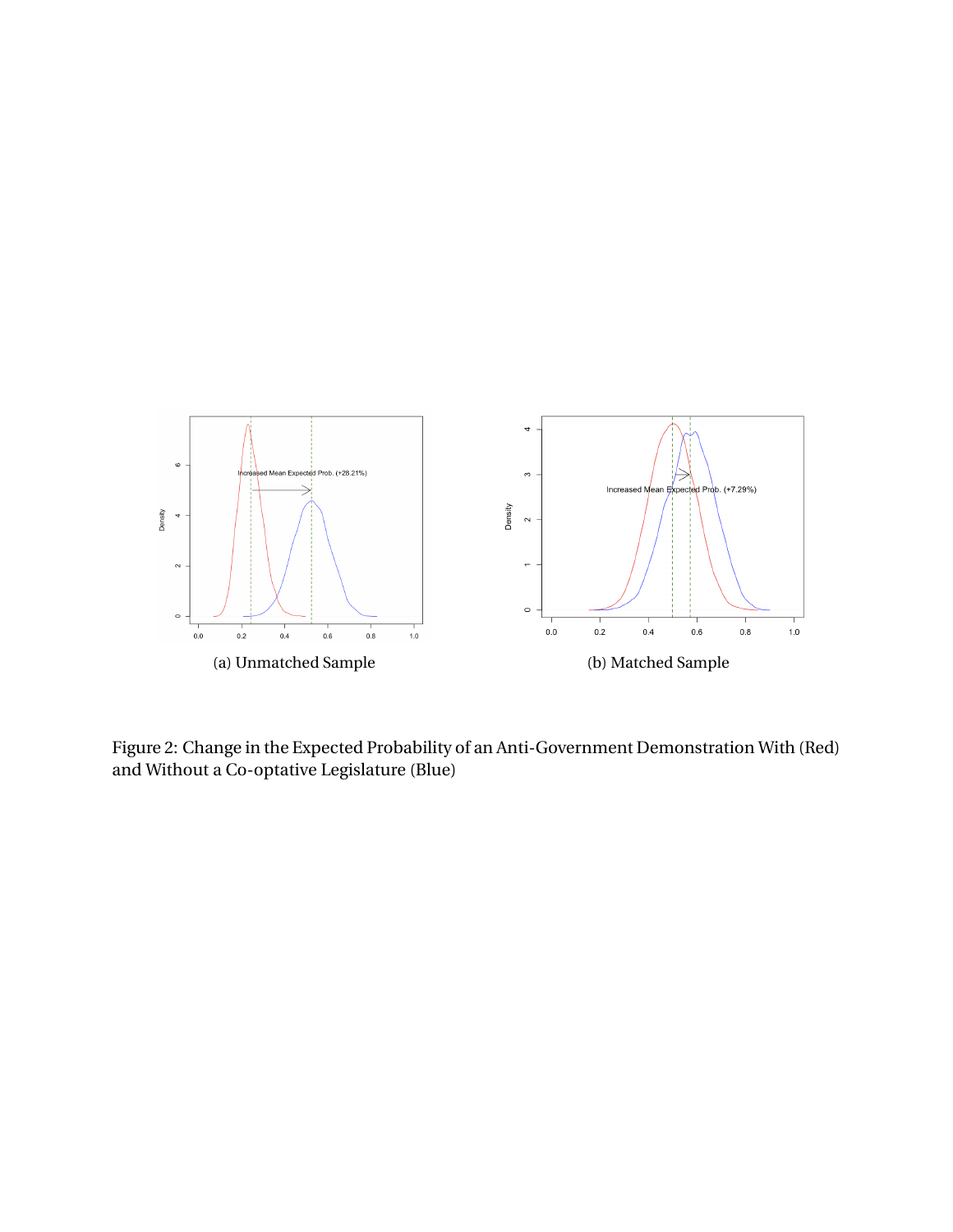(a) Unmatched Sample

(b) Matched Sample

Figure 2: Change in the Expected Probability of an Anti-Government Demonstration With (Red) and Without a Co-optative Legislature (Blue)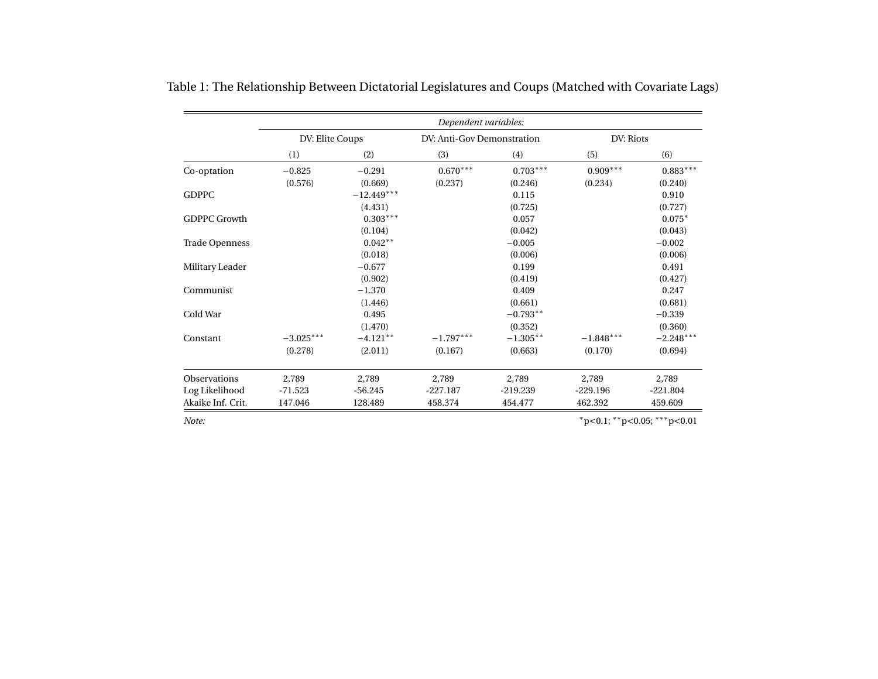Table 1: The Relationship Between Dictatorial Legislatures and Coups (Matched with Covariate Lags)

| | *Dependent variables:* | | | | | |
|---|---|---|---|---|---|---|
| | DV: Elite Coups | | DV: Anti-Gov Demonstration | | DV: Riots | |
| | (1) | (2) | (3) | (4) | (5) | (6) |
| Co-optation | −0.825 | −0.291 | 0.670*** | 0.703*** | 0.909*** | 0.883*** |
| | (0.576) | (0.669) | (0.237) | (0.246) | (0.234) | (0.240) |
| GDPPC | | −12.449*** | | 0.115 | | 0.910 |
| | | (4.431) | | (0.725) | | (0.727) |
| GDPPC Growth | | 0.303*** | | 0.057 | | 0.075* |
| | | (0.104) | | (0.042) | | (0.043) |
| Trade Openness | | 0.042** | | −0.005 | | −0.002 |
| | | (0.018) | | (0.006) | | (0.006) |
| Military Leader | | −0.677 | | 0.199 | | 0.491 |
| | | (0.902) | | (0.419) | | (0.427) |
| Communist | | −1.370 | | 0.409 | | 0.247 |
| | | (1.446) | | (0.661) | | (0.681) |
| Cold War | | 0.495 | | −0.793** | | −0.339 |
| | | (1.470) | | (0.352) | | (0.360) |
| Constant | −3.025*** | −4.121** | −1.797*** | −1.305** | −1.848*** | −2.248*** |
| | (0.278) | (2.011) | (0.167) | (0.663) | (0.170) | (0.694) |
| Observations | 2,789 | 2,789 | 2,789 | 2,789 | 2,789 | 2,789 |
| Log Likelihood | -71.523 | -56.245 | -227.187 | -219.239 | -229.196 | -221.804 |
| Akaike Inf. Crit. | 147.046 | 128.489 | 458.374 | 454.477 | 462.392 | 459.609 |

*Note:* *p<0.1; **p<0.05; ***p<0.01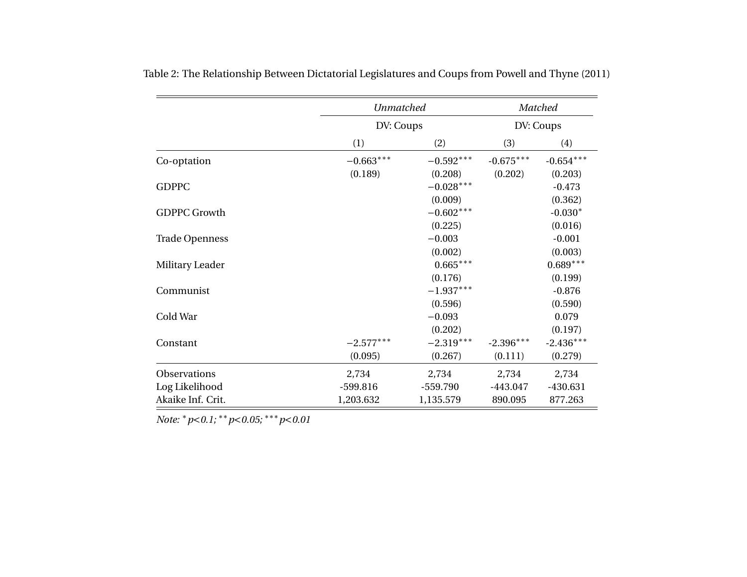Table 2: The Relationship Between Dictatorial Legislatures and Coups from Powell and Thyne (2011)

| | *Unmatched* | | *Matched* | |
|---|---|---|---|---|
| | DV: Coups | | DV: Coups | |
| | (1) | (2) | (3) | (4) |
| Co-optation | $-0.663^{***}$ | $-0.592^{***}$ | $-0.675^{***}$ | $-0.654^{***}$ |
| | (0.189) | (0.208) | (0.202) | (0.203) |
| GDPPC | | $-0.028^{***}$ | | -0.473 |
| | | (0.009) | | (0.362) |
| GDPPC Growth | | $-0.602^{***}$ | | $-0.030^{*}$ |
| | | (0.225) | | (0.016) |
| Trade Openness | | $-0.003$ | | -0.001 |
| | | (0.002) | | (0.003) |
| Military Leader | | $0.665^{***}$ | | $0.689^{***}$ |
| | | (0.176) | | (0.199) |
| Communist | | $-1.937^{***}$ | | -0.876 |
| | | (0.596) | | (0.590) |
| Cold War | | $-0.093$ | | 0.079 |
| | | (0.202) | | (0.197) |
| Constant | $-2.577^{***}$ | $-2.319^{***}$ | $-2.396^{***}$ | $-2.436^{***}$ |
| | (0.095) | (0.267) | (0.111) | (0.279) |
| Observations | 2,734 | 2,734 | 2,734 | 2,734 |
| Log Likelihood | -599.816 | -559.790 | -443.047 | -430.631 |
| Akaike Inf. Crit. | 1,203.632 | 1,135.579 | 890.095 | 877.263 |

*Note:* $^{*}$*p<0.1;* $^{**}$*p<0.05;* $^{***}$*p<0.01*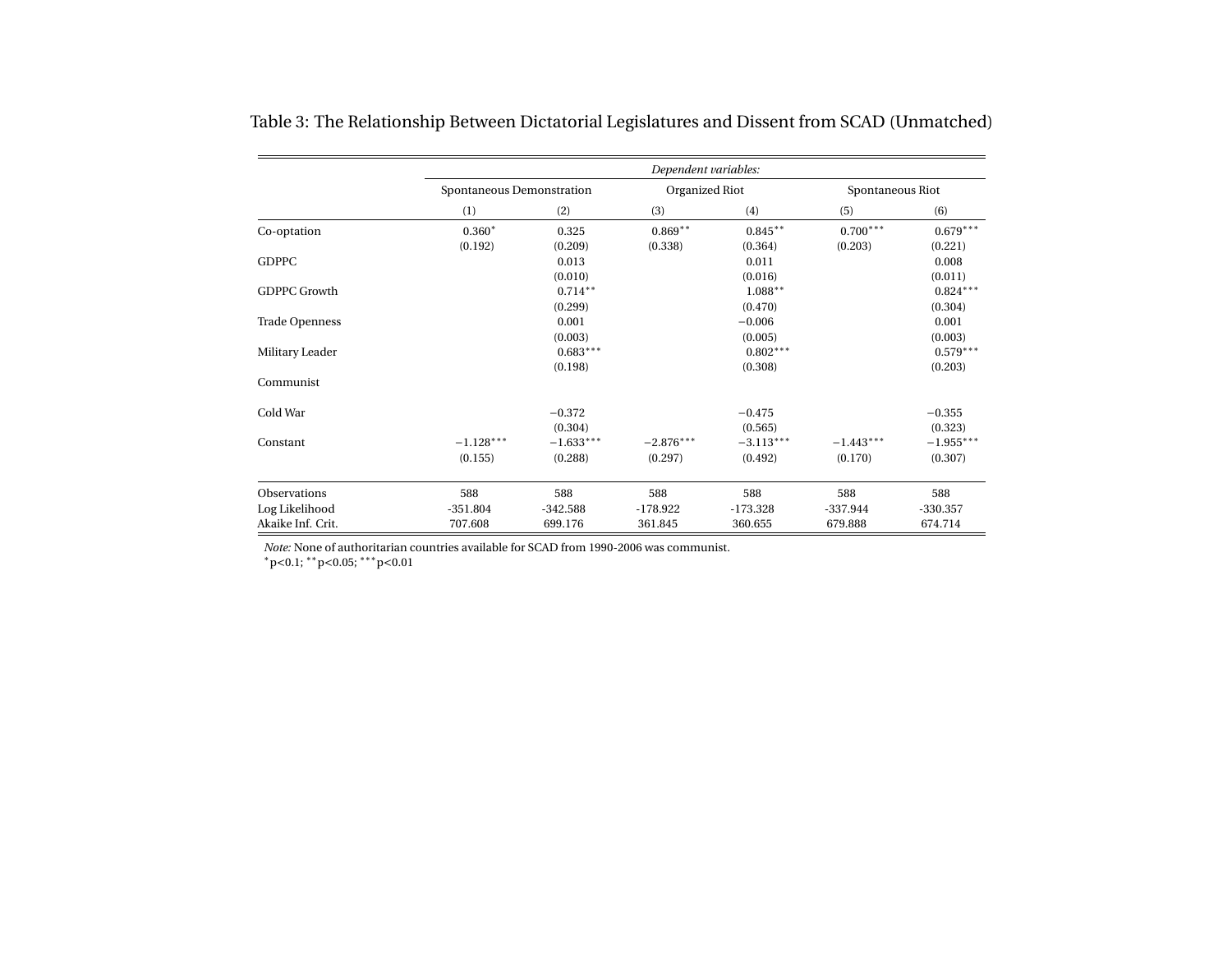Table 3: The Relationship Between Dictatorial Legislatures and Dissent from SCAD (Unmatched)

| | *Dependent variables:* | | | | | |
|---|---|---|---|---|---|---|
| | Spontaneous Demonstration | | Organized Riot | | Spontaneous Riot | |
| | (1) | (2) | (3) | (4) | (5) | (6) |
| Co-optation | 0.360* | 0.325 | 0.869** | 0.845** | 0.700*** | 0.679*** |
| | (0.192) | (0.209) | (0.338) | (0.364) | (0.203) | (0.221) |
| GDPPC | | 0.013 | | 0.011 | | 0.008 |
| | | (0.010) | | (0.016) | | (0.011) |
| GDPPC Growth | | 0.714** | | 1.088** | | 0.824*** |
| | | (0.299) | | (0.470) | | (0.304) |
| Trade Openness | | 0.001 | | −0.006 | | 0.001 |
| | | (0.003) | | (0.005) | | (0.003) |
| Military Leader | | 0.683*** | | 0.802*** | | 0.579*** |
| | | (0.198) | | (0.308) | | (0.203) |
| Communist | | | | | | |
| Cold War | | −0.372 | | −0.475 | | −0.355 |
| | | (0.304) | | (0.565) | | (0.323) |
| Constant | −1.128*** | −1.633*** | −2.876*** | −3.113*** | −1.443*** | −1.955*** |
| | (0.155) | (0.288) | (0.297) | (0.492) | (0.170) | (0.307) |
| Observations | 588 | 588 | 588 | 588 | 588 | 588 |
| Log Likelihood | -351.804 | -342.588 | -178.922 | -173.328 | -337.944 | -330.357 |
| Akaike Inf. Crit. | 707.608 | 699.176 | 361.845 | 360.655 | 679.888 | 674.714 |

*Note:* None of authoritarian countries available for SCAD from 1990-2006 was communist.
*p<0.1; **p<0.05; ***p<0.01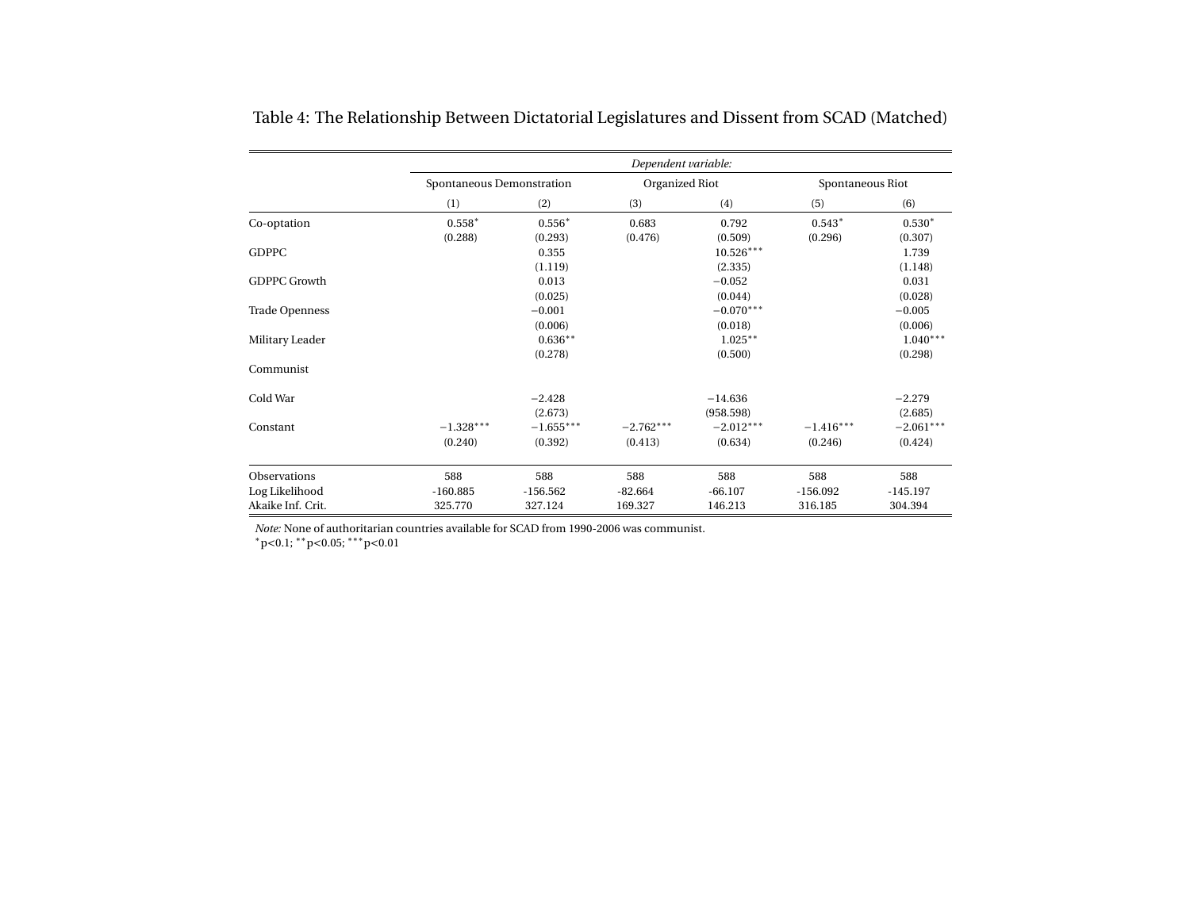Table 4: The Relationship Between Dictatorial Legislatures and Dissent from SCAD (Matched)

| | *Dependent variable:* | | | | | |
|---|---|---|---|---|---|---|
| | Spontaneous Demonstration | | Organized Riot | | Spontaneous Riot | |
| | (1) | (2) | (3) | (4) | (5) | (6) |
| Co-optation | 0.558* | 0.556* | 0.683 | 0.792 | 0.543* | 0.530* |
| | (0.288) | (0.293) | (0.476) | (0.509) | (0.296) | (0.307) |
| GDPPC | | 0.355 | | 10.526*** | | 1.739 |
| | | (1.119) | | (2.335) | | (1.148) |
| GDPPC Growth | | 0.013 | | −0.052 | | 0.031 |
| | | (0.025) | | (0.044) | | (0.028) |
| Trade Openness | | −0.001 | | −0.070*** | | −0.005 |
| | | (0.006) | | (0.018) | | (0.006) |
| Military Leader | | 0.636** | | 1.025** | | 1.040*** |
| | | (0.278) | | (0.500) | | (0.298) |
| Communist | | | | | | |
| Cold War | | −2.428 | | −14.636 | | −2.279 |
| | | (2.673) | | (958.598) | | (2.685) |
| Constant | −1.328*** | −1.655*** | −2.762*** | −2.012*** | −1.416*** | −2.061*** |
| | (0.240) | (0.392) | (0.413) | (0.634) | (0.246) | (0.424) |
| Observations | 588 | 588 | 588 | 588 | 588 | 588 |
| Log Likelihood | -160.885 | -156.562 | -82.664 | -66.107 | -156.092 | -145.197 |
| Akaike Inf. Crit. | 325.770 | 327.124 | 169.327 | 146.213 | 316.185 | 304.394 |

*Note:* None of authoritarian countries available for SCAD from 1990-2006 was communist.
*p<0.1; **p<0.05; ***p<0.01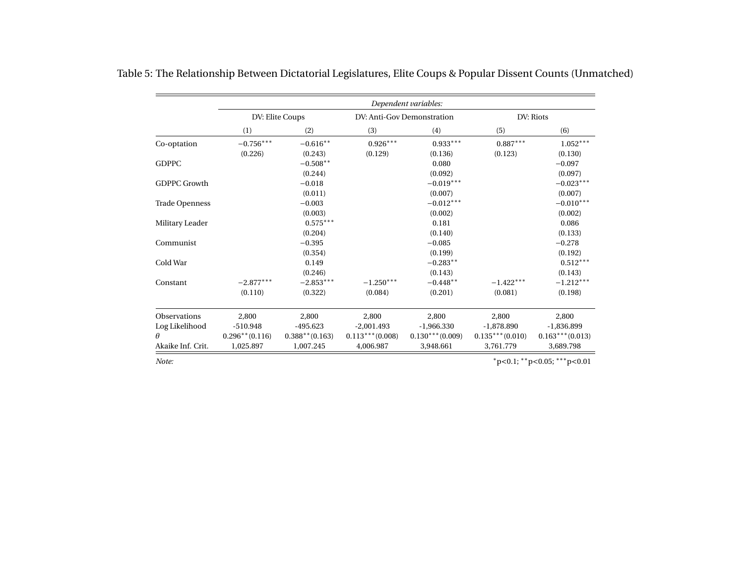Table 5: The Relationship Between Dictatorial Legislatures, Elite Coups & Popular Dissent Counts (Unmatched)

| | *Dependent variables:* | | | | | |
|---|---|---|---|---|---|---|
| | DV: Elite Coups | | DV: Anti-Gov Demonstration | | DV: Riots | |
| | (1) | (2) | (3) | (4) | (5) | (6) |
| Co-optation | $-0.756^{***}$ | $-0.616^{**}$ | $0.926^{***}$ | $0.933^{***}$ | $0.887^{***}$ | $1.052^{***}$ |
| | (0.226) | (0.243) | (0.129) | (0.136) | (0.123) | (0.130) |
| GDPPC | | $-0.508^{**}$ | | 0.080 | | $-0.097$ |
| | | (0.244) | | (0.092) | | (0.097) |
| GDPPC Growth | | $-0.018$ | | $-0.019^{***}$ | | $-0.023^{***}$ |
| | | (0.011) | | (0.007) | | (0.007) |
| Trade Openness | | $-0.003$ | | $-0.012^{***}$ | | $-0.010^{***}$ |
| | | (0.003) | | (0.002) | | (0.002) |
| Military Leader | | $0.575^{***}$ | | 0.181 | | 0.086 |
| | | (0.204) | | (0.140) | | (0.133) |
| Communist | | $-0.395$ | | $-0.085$ | | $-0.278$ |
| | | (0.354) | | (0.199) | | (0.192) |
| Cold War | | 0.149 | | $-0.283^{**}$ | | $0.512^{***}$ |
| | | (0.246) | | (0.143) | | (0.143) |
| Constant | $-2.877^{***}$ | $-2.853^{***}$ | $-1.250^{***}$ | $-0.448^{**}$ | $-1.422^{***}$ | $-1.212^{***}$ |
| | (0.110) | (0.322) | (0.084) | (0.201) | (0.081) | (0.198) |
| Observations | 2,800 | 2,800 | 2,800 | 2,800 | 2,800 | 2,800 |
| Log Likelihood | -510.948 | -495.623 | -2,001.493 | -1,966.330 | -1,878.890 | -1,836.899 |
| $\theta$ | $0.296^{**}$ (0.116) | $0.388^{**}$ (0.163) | $0.113^{***}$ (0.008) | $0.130^{***}$ (0.009) | $0.135^{***}$ (0.010) | $0.163^{***}$ (0.013) |
| Akaike Inf. Crit. | 1,025.897 | 1,007.245 | 4,006.987 | 3,948.661 | 3,761.779 | 3,689.798 |

*Note:* $^{*}$p<0.1; $^{**}$p<0.05; $^{***}$p<0.01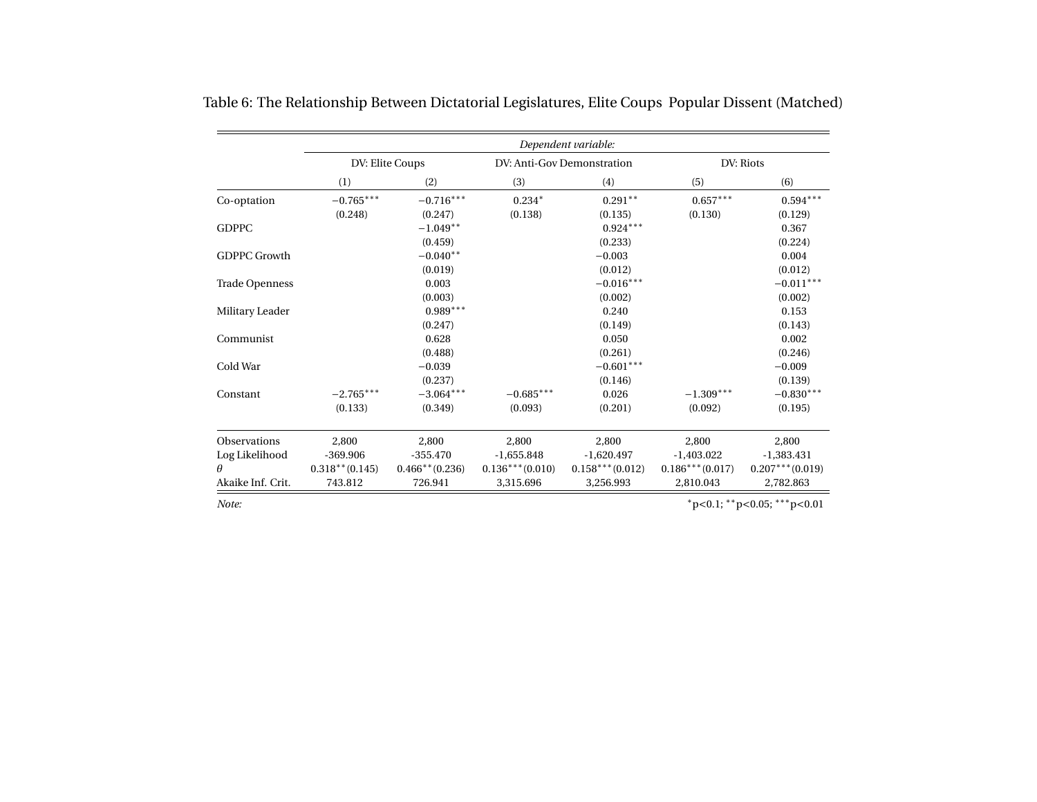Table 6: The Relationship Between Dictatorial Legislatures, Elite Coups Popular Dissent (Matched)

| | *Dependent variable:* | | | | | |
|---|---|---|---|---|---|---|
| | DV: Elite Coups | | DV: Anti-Gov Demonstration | | DV: Riots | |
| | (1) | (2) | (3) | (4) | (5) | (6) |
| Co-optation | $-0.765^{***}$ | $-0.716^{***}$ | $0.234^{*}$ | $0.291^{**}$ | $0.657^{***}$ | $0.594^{***}$ |
| | (0.248) | (0.247) | (0.138) | (0.135) | (0.130) | (0.129) |
| GDPPC | | $-1.049^{**}$ | | $0.924^{***}$ | | 0.367 |
| | | (0.459) | | (0.233) | | (0.224) |
| GDPPC Growth | | $-0.040^{**}$ | | $-0.003$ | | 0.004 |
| | | (0.019) | | (0.012) | | (0.012) |
| Trade Openness | | 0.003 | | $-0.016^{***}$ | | $-0.011^{***}$ |
| | | (0.003) | | (0.002) | | (0.002) |
| Military Leader | | $0.989^{***}$ | | 0.240 | | 0.153 |
| | | (0.247) | | (0.149) | | (0.143) |
| Communist | | 0.628 | | 0.050 | | 0.002 |
| | | (0.488) | | (0.261) | | (0.246) |
| Cold War | | $-0.039$ | | $-0.601^{***}$ | | $-0.009$ |
| | | (0.237) | | (0.146) | | (0.139) |
| Constant | $-2.765^{***}$ | $-3.064^{***}$ | $-0.685^{***}$ | 0.026 | $-1.309^{***}$ | $-0.830^{***}$ |
| | (0.133) | (0.349) | (0.093) | (0.201) | (0.092) | (0.195) |
| Observations | 2,800 | 2,800 | 2,800 | 2,800 | 2,800 | 2,800 |
| Log Likelihood | -369.906 | -355.470 | -1,655.848 | -1,620.497 | -1,403.022 | -1,383.431 |
| $\theta$ | $0.318^{**}$ (0.145) | $0.466^{**}$ (0.236) | $0.136^{***}$ (0.010) | $0.158^{***}$ (0.012) | $0.186^{***}$ (0.017) | $0.207^{***}$ (0.019) |
| Akaike Inf. Crit. | 743.812 | 726.941 | 3,315.696 | 3,256.993 | 2,810.043 | 2,782.863 |

*Note:* $^{*}$p<0.1; $^{**}$p<0.05; $^{***}$p<0.01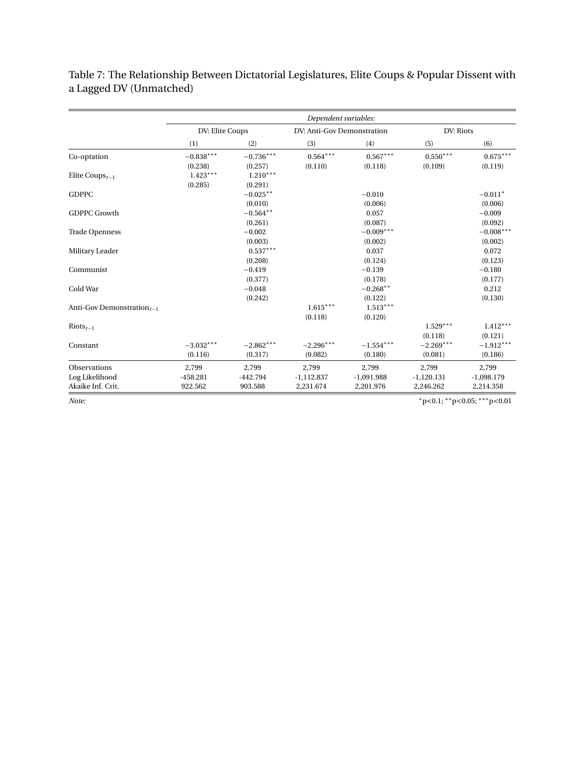Table 7: The Relationship Between Dictatorial Legislatures, Elite Coups & Popular Dissent with a Lagged DV (Unmatched)

| | *Dependent variables:* | | | | | |
|---|---|---|---|---|---|---|
| | DV: Elite Coups | | DV: Anti-Gov Demonstration | | DV: Riots | |
| | (1) | (2) | (3) | (4) | (5) | (6) |
| Co-optation | $-0.838^{***}$ | $-0.736^{***}$ | $0.564^{***}$ | $0.567^{***}$ | $0.550^{***}$ | $0.675^{***}$ |
| | (0.238) | (0.257) | (0.110) | (0.118) | (0.109) | (0.119) |
| Elite Coups$_{t-1}$ | $1.423^{***}$ | $1.210^{***}$ | | | | |
| | (0.285) | (0.291) | | | | |
| GDPPC | | $-0.025^{**}$ | | $-0.010$ | | $-0.011^{*}$ |
| | | (0.010) | | (0.006) | | (0.006) |
| GDPPC Growth | | $-0.564^{**}$ | | 0.057 | | $-0.009$ |
| | | (0.261) | | (0.087) | | (0.092) |
| Trade Openness | | $-0.002$ | | $-0.009^{***}$ | | $-0.008^{***}$ |
| | | (0.003) | | (0.002) | | (0.002) |
| Military Leader | | $0.537^{***}$ | | 0.037 | | 0.072 |
| | | (0.208) | | (0.124) | | (0.123) |
| Communist | | $-0.419$ | | $-0.139$ | | $-0.180$ |
| | | (0.377) | | (0.178) | | (0.177) |
| Cold War | | $-0.048$ | | $-0.268^{**}$ | | 0.212 |
| | | (0.242) | | (0.122) | | (0.130) |
| Anti-Gov Demonstration$_{t-1}$ | | | $1.615^{***}$ | $1.513^{***}$ | | |
| | | | (0.118) | (0.120) | | |
| Riots$_{t-1}$ | | | | | $1.529^{***}$ | $1.412^{***}$ |
| | | | | | (0.118) | (0.121) |
| Constant | $-3.032^{***}$ | $-2.862^{***}$ | $-2.296^{***}$ | $-1.554^{***}$ | $-2.269^{***}$ | $-1.912^{***}$ |
| | (0.116) | (0.317) | (0.082) | (0.180) | (0.081) | (0.186) |
| Observations | 2,799 | 2,799 | 2,799 | 2,799 | 2,799 | 2,799 |
| Log Likelihood | -458.281 | -442.794 | -1,112.837 | -1,091.988 | -1,120.131 | -1,098.179 |
| Akaike Inf. Crit. | 922.562 | 903.588 | 2,231.674 | 2,201.976 | 2,246.262 | 2,214.358 |

*Note:* $^{*}$p<0.1; $^{**}$p<0.05; $^{***}$p<0.01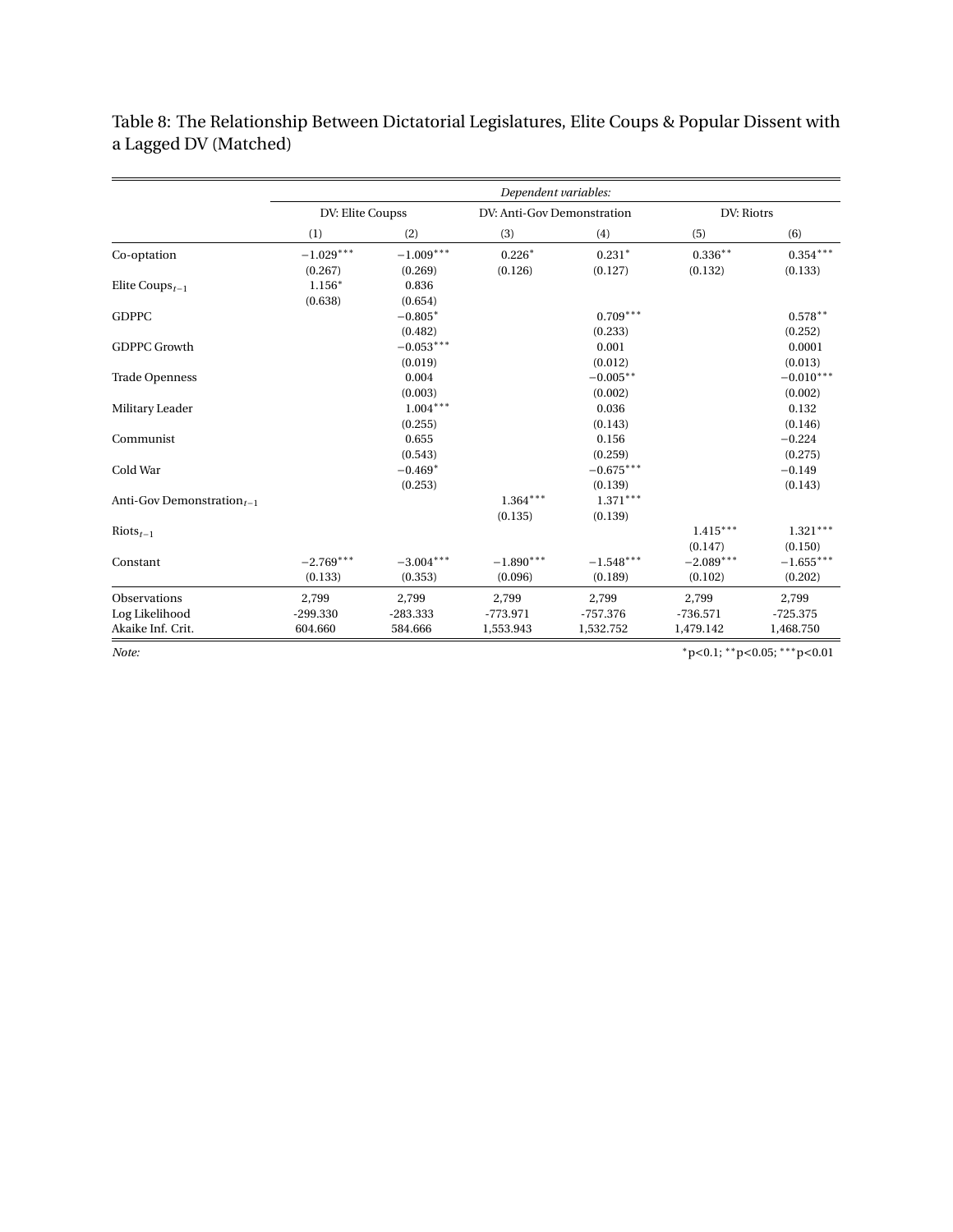Table 8: The Relationship Between Dictatorial Legislatures, Elite Coups & Popular Dissent with a Lagged DV (Matched)

| | *Dependent variables:* | | | | | |
|---|---|---|---|---|---|---|
| | DV: Elite Coupss | | DV: Anti-Gov Demonstration | | DV: Riotrs | |
| | (1) | (2) | (3) | (4) | (5) | (6) |
| Co-optation | $-1.029^{***}$ | $-1.009^{***}$ | $0.226^{*}$ | $0.231^{*}$ | $0.336^{**}$ | $0.354^{***}$ |
| | (0.267) | (0.269) | (0.126) | (0.127) | (0.132) | (0.133) |
| Elite Coups$_{t-1}$ | $1.156^{*}$ | 0.836 | | | | |
| | (0.638) | (0.654) | | | | |
| GDPPC | | $-0.805^{*}$ | | $0.709^{***}$ | | $0.578^{**}$ |
| | | (0.482) | | (0.233) | | (0.252) |
| GDPPC Growth | | $-0.053^{***}$ | | 0.001 | | 0.0001 |
| | | (0.019) | | (0.012) | | (0.013) |
| Trade Openness | | 0.004 | | $-0.005^{**}$ | | $-0.010^{***}$ |
| | | (0.003) | | (0.002) | | (0.002) |
| Military Leader | | $1.004^{***}$ | | 0.036 | | 0.132 |
| | | (0.255) | | (0.143) | | (0.146) |
| Communist | | 0.655 | | 0.156 | | $-0.224$ |
| | | (0.543) | | (0.259) | | (0.275) |
| Cold War | | $-0.469^{*}$ | | $-0.675^{***}$ | | $-0.149$ |
| | | (0.253) | | (0.139) | | (0.143) |
| Anti-Gov Demonstration$_{t-1}$ | | | $1.364^{***}$ | $1.371^{***}$ | | |
| | | | (0.135) | (0.139) | | |
| Riots$_{t-1}$ | | | | | $1.415^{***}$ | $1.321^{***}$ |
| | | | | | (0.147) | (0.150) |
| Constant | $-2.769^{***}$ | $-3.004^{***}$ | $-1.890^{***}$ | $-1.548^{***}$ | $-2.089^{***}$ | $-1.655^{***}$ |
| | (0.133) | (0.353) | (0.096) | (0.189) | (0.102) | (0.202) |
| Observations | 2,799 | 2,799 | 2,799 | 2,799 | 2,799 | 2,799 |
| Log Likelihood | -299.330 | -283.333 | -773.971 | -757.376 | -736.571 | -725.375 |
| Akaike Inf. Crit. | 604.660 | 584.666 | 1,553.943 | 1,532.752 | 1,479.142 | 1,468.750 |

*Note:* $^{*}$p<0.1; $^{**}$p<0.05; $^{***}$p<0.01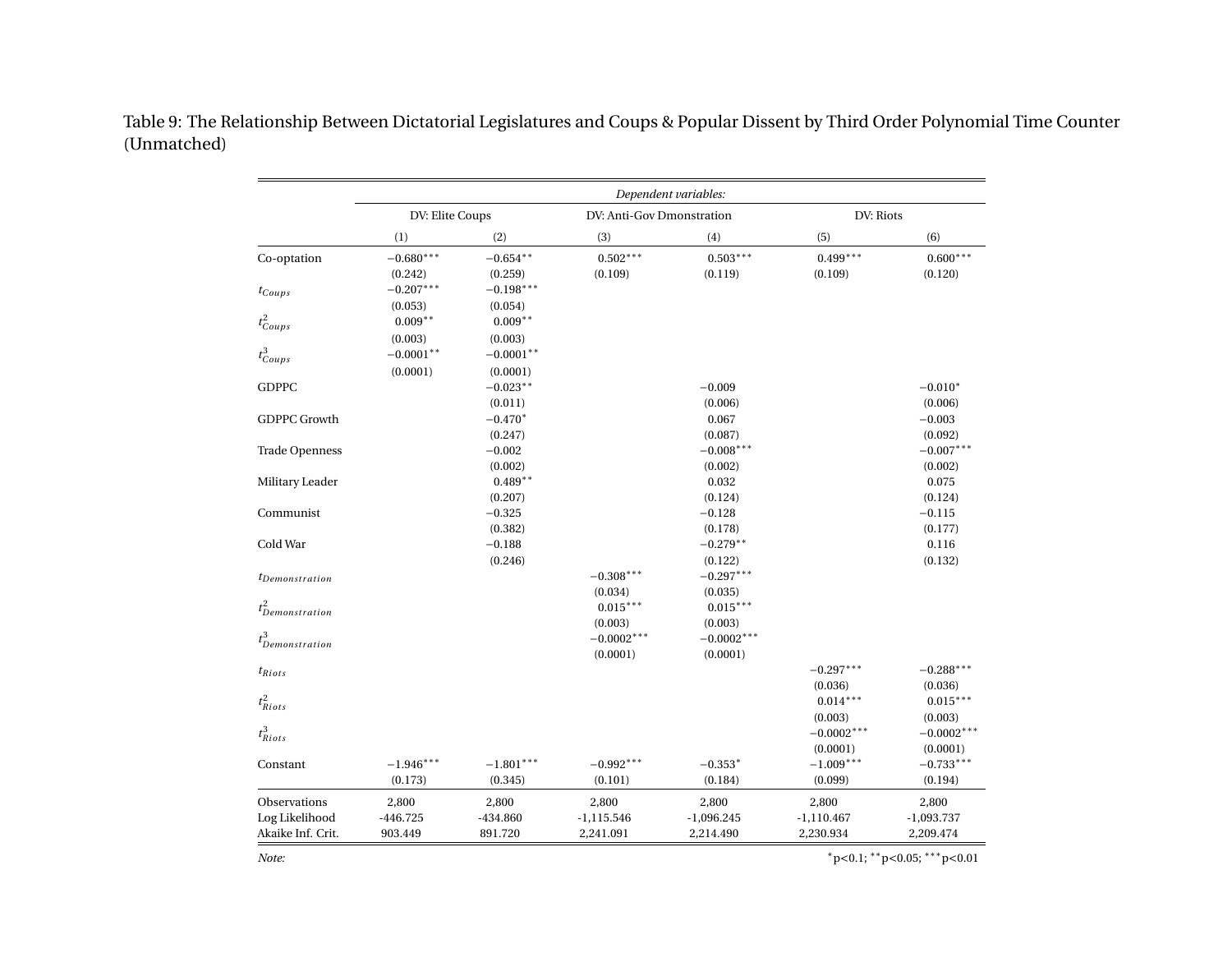Table 9: The Relationship Between Dictatorial Legislatures and Coups & Popular Dissent by Third Order Polynomial Time Counter (Unmatched)

| | *Dependent variables:* | | | | | |
|---|---|---|---|---|---|---|
| | DV: Elite Coups | | DV: Anti-Gov Dmonstration | | DV: Riots | |
| | (1) | (2) | (3) | (4) | (5) | (6) |
| Co-optation | $-0.680^{***}$ | $-0.654^{**}$ | $0.502^{***}$ | $0.503^{***}$ | $0.499^{***}$ | $0.600^{***}$ |
| | (0.242) | (0.259) | (0.109) | (0.119) | (0.109) | (0.120) |
| $t_{Coups}$ | $-0.207^{***}$ | $-0.198^{***}$ | | | | |
| | (0.053) | (0.054) | | | | |
| $t^2_{Coups}$ | $0.009^{**}$ | $0.009^{**}$ | | | | |
| | (0.003) | (0.003) | | | | |
| $t^3_{Coups}$ | $-0.0001^{**}$ | $-0.0001^{**}$ | | | | |
| | (0.0001) | (0.0001) | | | | |
| GDPPC | | $-0.023^{**}$ | | $-0.009$ | | $-0.010^{*}$ |
| | | (0.011) | | (0.006) | | (0.006) |
| GDPPC Growth | | $-0.470^{*}$ | | 0.067 | | $-0.003$ |
| | | (0.247) | | (0.087) | | (0.092) |
| Trade Openness | | $-0.002$ | | $-0.008^{***}$ | | $-0.007^{***}$ |
| | | (0.002) | | (0.002) | | (0.002) |
| Military Leader | | $0.489^{**}$ | | 0.032 | | 0.075 |
| | | (0.207) | | (0.124) | | (0.124) |
| Communist | | $-0.325$ | | $-0.128$ | | $-0.115$ |
| | | (0.382) | | (0.178) | | (0.177) |
| Cold War | | $-0.188$ | | $-0.279^{**}$ | | 0.116 |
| | | (0.246) | | (0.122) | | (0.132) |
| $t_{Demonstration}$ | | | $-0.308^{***}$ | $-0.297^{***}$ | | |
| | | | (0.034) | (0.035) | | |
| $t^2_{Demonstration}$ | | | $0.015^{***}$ | $0.015^{***}$ | | |
| | | | (0.003) | (0.003) | | |
| $t^3_{Demonstration}$ | | | $-0.0002^{***}$ | $-0.0002^{***}$ | | |
| | | | (0.0001) | (0.0001) | | |
| $t_{Riots}$ | | | | | $-0.297^{***}$ | $-0.288^{***}$ |
| | | | | | (0.036) | (0.036) |
| $t^2_{Riots}$ | | | | | $0.014^{***}$ | $0.015^{***}$ |
| | | | | | (0.003) | (0.003) |
| $t^3_{Riots}$ | | | | | $-0.0002^{***}$ | $-0.0002^{***}$ |
| | | | | | (0.0001) | (0.0001) |
| Constant | $-1.946^{***}$ | $-1.801^{***}$ | $-0.992^{***}$ | $-0.353^{*}$ | $-1.009^{***}$ | $-0.733^{***}$ |
| | (0.173) | (0.345) | (0.101) | (0.184) | (0.099) | (0.194) |
| Observations | 2,800 | 2,800 | 2,800 | 2,800 | 2,800 | 2,800 |
| Log Likelihood | -446.725 | -434.860 | -1,115.546 | -1,096.245 | -1,110.467 | -1,093.737 |
| Akaike Inf. Crit. | 903.449 | 891.720 | 2,241.091 | 2,214.490 | 2,230.934 | 2,209.474 |

*Note:* $^{*}$p<0.1; $^{**}$p<0.05; $^{***}$p<0.01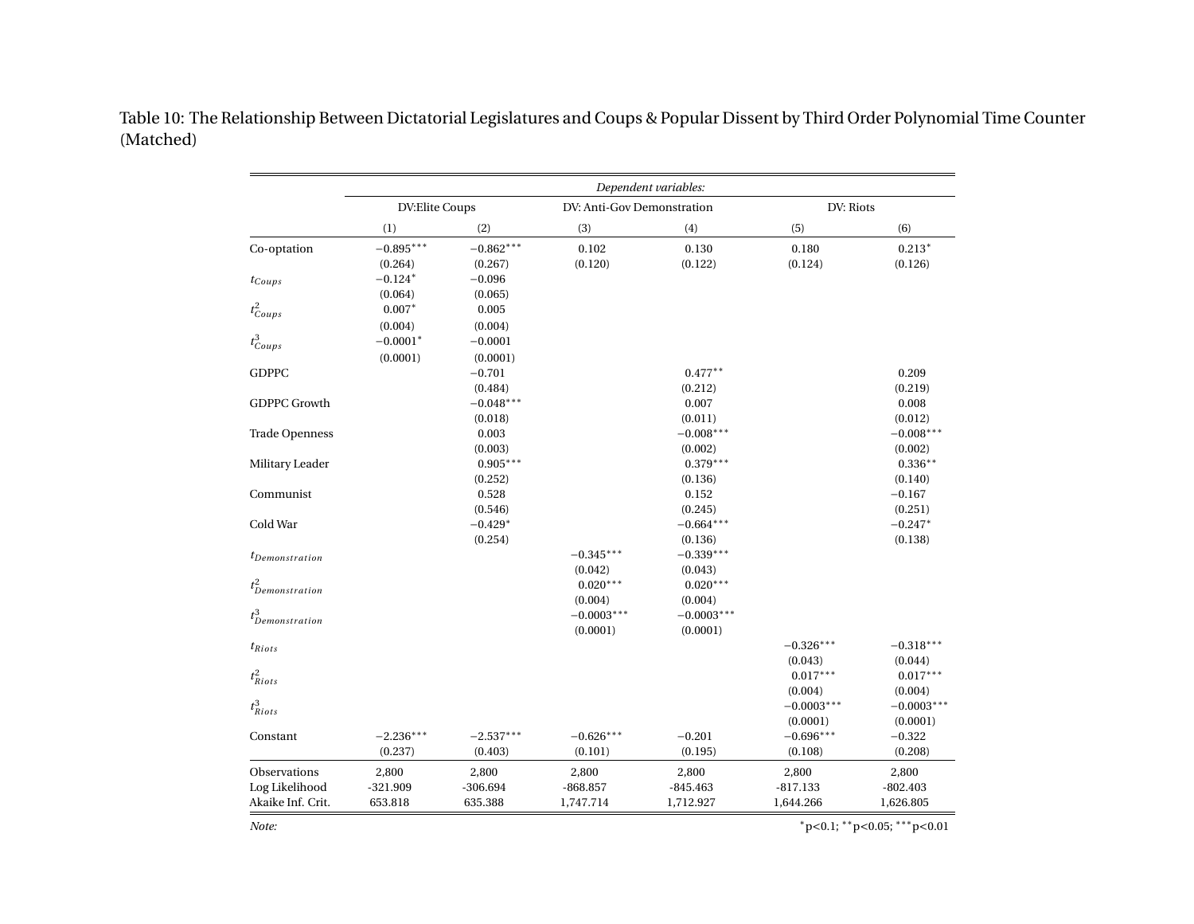Table 10: The Relationship Between Dictatorial Legislatures and Coups & Popular Dissent by Third Order Polynomial Time Counter (Matched)

| | *Dependent variables:* | | | | | |
|---|---|---|---|---|---|---|
| | DV:Elite Coups | | DV: Anti-Gov Demonstration | | DV: Riots | |
| | (1) | (2) | (3) | (4) | (5) | (6) |
| Co-optation | −0.895*** | −0.862*** | 0.102 | 0.130 | 0.180 | 0.213* |
| | (0.264) | (0.267) | (0.120) | (0.122) | (0.124) | (0.126) |
| $t_{Coups}$ | −0.124* | −0.096 | | | | |
| | (0.064) | (0.065) | | | | |
| $t^2_{Coups}$ | 0.007* | 0.005 | | | | |
| | (0.004) | (0.004) | | | | |
| $t^3_{Coups}$ | −0.0001* | −0.0001 | | | | |
| | (0.0001) | (0.0001) | | | | |
| GDPPC | | −0.701 | | 0.477** | | 0.209 |
| | | (0.484) | | (0.212) | | (0.219) |
| GDPPC Growth | | −0.048*** | | 0.007 | | 0.008 |
| | | (0.018) | | (0.011) | | (0.012) |
| Trade Openness | | 0.003 | | −0.008*** | | −0.008*** |
| | | (0.003) | | (0.002) | | (0.002) |
| Military Leader | | 0.905*** | | 0.379*** | | 0.336** |
| | | (0.252) | | (0.136) | | (0.140) |
| Communist | | 0.528 | | 0.152 | | −0.167 |
| | | (0.546) | | (0.245) | | (0.251) |
| Cold War | | −0.429* | | −0.664*** | | −0.247* |
| | | (0.254) | | (0.136) | | (0.138) |
| $t_{Demonstration}$ | | | −0.345*** | −0.339*** | | |
| | | | (0.042) | (0.043) | | |
| $t^2_{Demonstration}$ | | | 0.020*** | 0.020*** | | |
| | | | (0.004) | (0.004) | | |
| $t^3_{Demonstration}$ | | | −0.0003*** | −0.0003*** | | |
| | | | (0.0001) | (0.0001) | | |
| $t_{Riots}$ | | | | | −0.326*** | −0.318*** |
| | | | | | (0.043) | (0.044) |
| $t^2_{Riots}$ | | | | | 0.017*** | 0.017*** |
| | | | | | (0.004) | (0.004) |
| $t^3_{Riots}$ | | | | | −0.0003*** | −0.0003*** |
| | | | | | (0.0001) | (0.0001) |
| Constant | −2.236*** | −2.537*** | −0.626*** | −0.201 | −0.696*** | −0.322 |
| | (0.237) | (0.403) | (0.101) | (0.195) | (0.108) | (0.208) |
| Observations | 2,800 | 2,800 | 2,800 | 2,800 | 2,800 | 2,800 |
| Log Likelihood | -321.909 | -306.694 | -868.857 | -845.463 | -817.133 | -802.403 |
| Akaike Inf. Crit. | 653.818 | 635.388 | 1,747.714 | 1,712.927 | 1,644.266 | 1,626.805 |

*Note:* *p<0.1; **p<0.05; ***p<0.01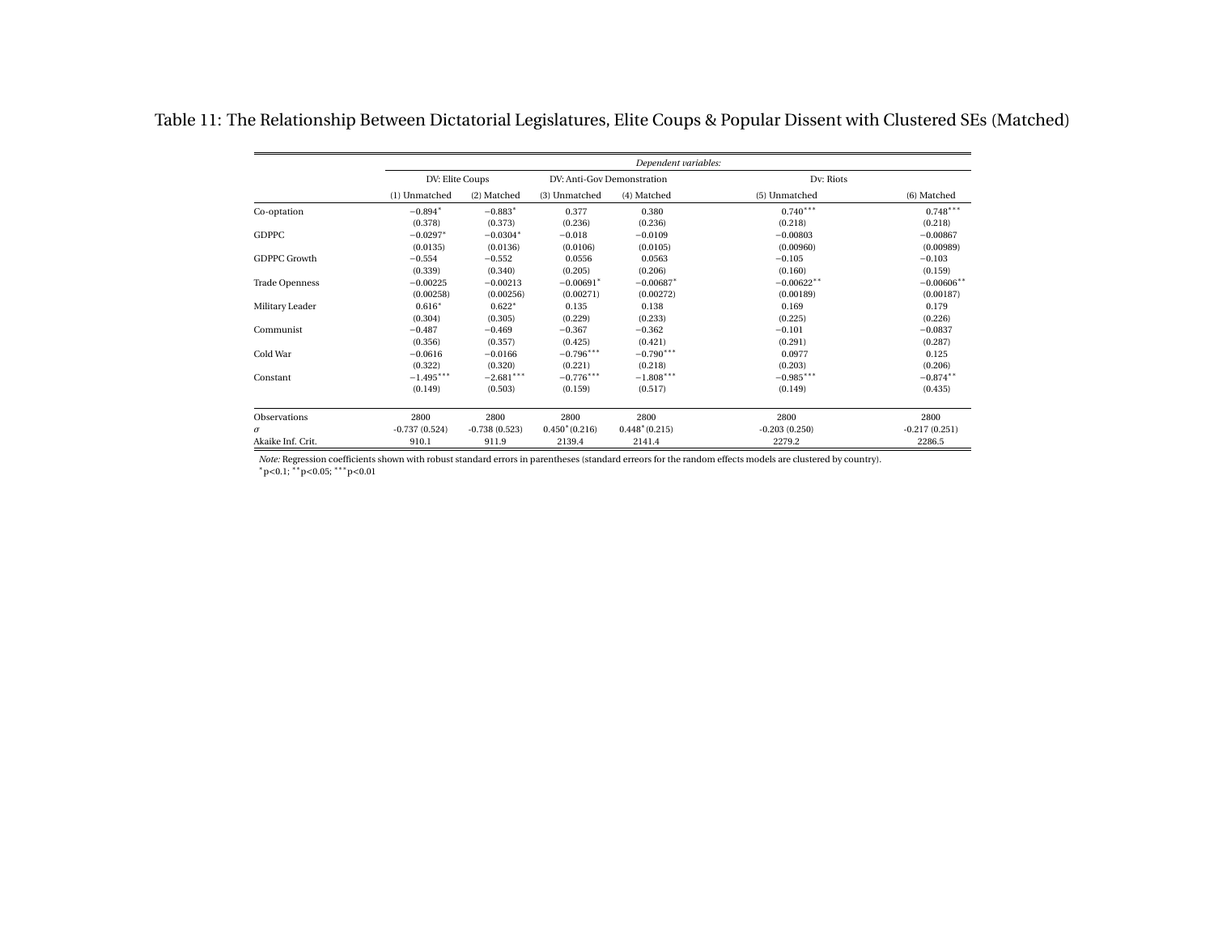Table 11: The Relationship Between Dictatorial Legislatures, Elite Coups & Popular Dissent with Clustered SEs (Matched)

| | *Dependent variables:* | | | | | |
|---|---|---|---|---|---|---|
| | DV: Elite Coups | | DV: Anti-Gov Demonstration | | Dv: Riots | |
| | (1) Unmatched | (2) Matched | (3) Unmatched | (4) Matched | (5) Unmatched | (6) Matched |
| Co-optation | $-0.894^{*}$ | $-0.883^{*}$ | 0.377 | 0.380 | $0.740^{***}$ | $0.748^{***}$ |
| | (0.378) | (0.373) | (0.236) | (0.236) | (0.218) | (0.218) |
| GDPPC | $-0.0297^{*}$ | $-0.0304^{*}$ | $-0.018$ | $-0.0109$ | $-0.00803$ | $-0.00867$ |
| | (0.0135) | (0.0136) | (0.0106) | (0.0105) | (0.00960) | (0.00989) |
| GDPPC Growth | $-0.554$ | $-0.552$ | 0.0556 | 0.0563 | $-0.105$ | $-0.103$ |
| | (0.339) | (0.340) | (0.205) | (0.206) | (0.160) | (0.159) |
| Trade Openness | $-0.00225$ | $-0.00213$ | $-0.00691^{*}$ | $-0.00687^{*}$ | $-0.00622^{**}$ | $-0.00606^{**}$ |
| | (0.00258) | (0.00256) | (0.00271) | (0.00272) | (0.00189) | (0.00187) |
| Military Leader | $0.616^{*}$ | $0.622^{*}$ | 0.135 | 0.138 | 0.169 | 0.179 |
| | (0.304) | (0.305) | (0.229) | (0.233) | (0.225) | (0.226) |
| Communist | $-0.487$ | $-0.469$ | $-0.367$ | $-0.362$ | $-0.101$ | $-0.0837$ |
| | (0.356) | (0.357) | (0.425) | (0.421) | (0.291) | (0.287) |
| Cold War | $-0.0616$ | $-0.0166$ | $-0.796^{***}$ | $-0.790^{***}$ | 0.0977 | 0.125 |
| | (0.322) | (0.320) | (0.221) | (0.218) | (0.203) | (0.206) |
| Constant | $-1.495^{***}$ | $-2.681^{***}$ | $-0.776^{***}$ | $-1.808^{***}$ | $-0.985^{***}$ | $-0.874^{**}$ |
| | (0.149) | (0.503) | (0.159) | (0.517) | (0.149) | (0.435) |
| Observations | 2800 | 2800 | 2800 | 2800 | 2800 | 2800 |
| $\sigma$ | -0.737 (0.524) | -0.738 (0.523) | $0.450^{*}$ (0.216) | $0.448^{*}$ (0.215) | -0.203 (0.250) | -0.217 (0.251) |
| Akaike Inf. Crit. | 910.1 | 911.9 | 2139.4 | 2141.4 | 2279.2 | 2286.5 |

*Note:* Regression coefficients shown with robust standard errors in parentheses (standard erreors for the random effects models are clustered by country).
$^{*}$p<0.1; $^{**}$p<0.05; $^{***}$p<0.01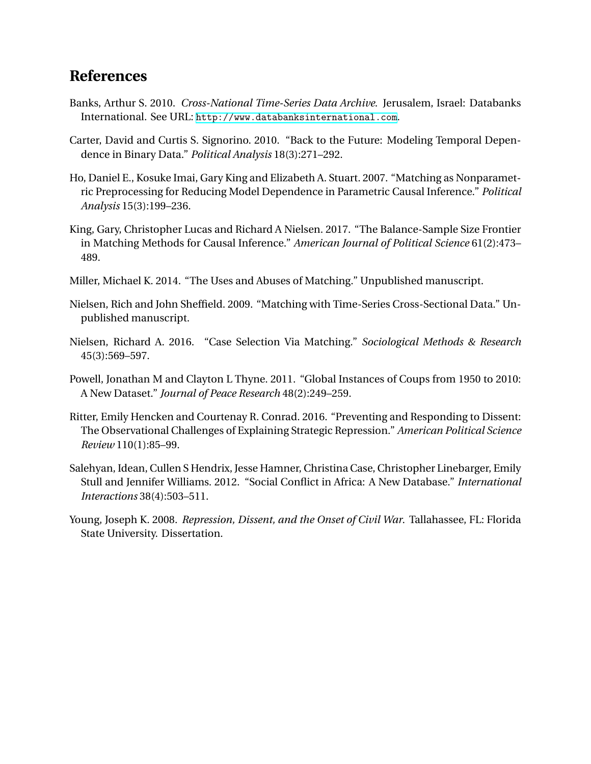# References

Banks, Arthur S. 2010. *Cross-National Time-Series Data Archive*. Jerusalem, Israel: Databanks International. See URL: http://www.databanksinternational.com.

Carter, David and Curtis S. Signorino. 2010. "Back to the Future: Modeling Temporal Dependence in Binary Data." *Political Analysis* 18(3):271–292.

Ho, Daniel E., Kosuke Imai, Gary King and Elizabeth A. Stuart. 2007. "Matching as Nonparametric Preprocessing for Reducing Model Dependence in Parametric Causal Inference." *Political Analysis* 15(3):199–236.

King, Gary, Christopher Lucas and Richard A Nielsen. 2017. "The Balance-Sample Size Frontier in Matching Methods for Causal Inference." *American Journal of Political Science* 61(2):473–489.

Miller, Michael K. 2014. "The Uses and Abuses of Matching." Unpublished manuscript.

Nielsen, Rich and John Sheffield. 2009. "Matching with Time-Series Cross-Sectional Data." Unpublished manuscript.

Nielsen, Richard A. 2016. "Case Selection Via Matching." *Sociological Methods & Research* 45(3):569–597.

Powell, Jonathan M and Clayton L Thyne. 2011. "Global Instances of Coups from 1950 to 2010: A New Dataset." *Journal of Peace Research* 48(2):249–259.

Ritter, Emily Hencken and Courtenay R. Conrad. 2016. "Preventing and Responding to Dissent: The Observational Challenges of Explaining Strategic Repression." *American Political Science Review* 110(1):85–99.

Salehyan, Idean, Cullen S Hendrix, Jesse Hamner, Christina Case, Christopher Linebarger, Emily Stull and Jennifer Williams. 2012. "Social Conflict in Africa: A New Database." *International Interactions* 38(4):503–511.

Young, Joseph K. 2008. *Repression, Dissent, and the Onset of Civil War*. Tallahassee, FL: Florida State University. Dissertation.